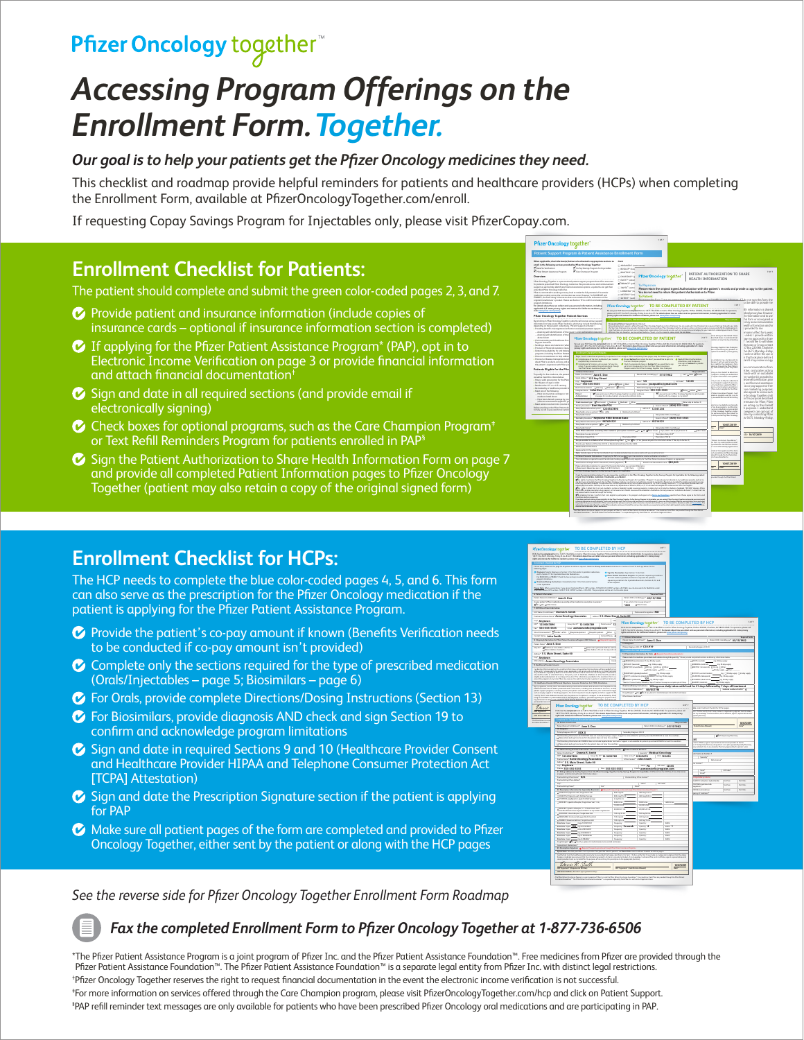Pfizer Oncology together™

# Accessing Program Offerings on the Enrollment Form. *Together.*

***Our goal is to help your patients get the Pfizer Oncology medicines they need.***

This checklist and roadmap provide helpful reminders for patients and healthcare providers (HCPs) when completing the Enrollment Form, available at PfizerOncologyTogether.com/enroll.

If requesting Copay Savings Program for Injectables only, please visit PfizerCopay.com.

## Enrollment Checklist for Patients:

The patient should complete and submit the green color-coded pages 2, 3, and 7.

- Provide patient and insurance information (include copies of insurance cards – optional if insurance information section is completed)
- If applying for the Pfizer Patient Assistance Program* (PAP), opt in to Electronic Income Verification on page 3 or provide financial information and attach financial documentation†
- Sign and date in all required sections (and provide email if electronically signing)
- Check boxes for optional programs, such as the Care Champion Program‡ or Text Refill Reminders Program for patients enrolled in PAP§
- Sign the Patient Authorization to Share Health Information Form on page 7 and provide all completed Patient Information pages to Pfizer Oncology Together (patient may also retain a copy of the original signed form)

## Enrollment Checklist for HCPs:

The HCP needs to complete the blue color-coded pages 4, 5, and 6. This form can also serve as the prescription for the Pfizer Oncology medication if the patient is applying for the Pfizer Patient Assistance Program.

- Provide the patient's co-pay amount if known (Benefits Verification needs to be conducted if co-pay amount isn't provided)
- Complete only the sections required for the type of prescribed medication (Orals/Injectables – page 5; Biosimilars – page 6)
- For Orals, provide complete Directions/Dosing Instructions (Section 13)
- For Biosimilars, provide diagnosis AND check and sign Section 19 to confirm and acknowledge program limitations
- Sign and date in required Sections 9 and 10 (Healthcare Provider Consent and Healthcare Provider HIPAA and Telephone Consumer Protection Act [TCPA] Attestation)
- Sign and date the Prescription Signature section if the patient is applying for PAP
- Make sure all patient pages of the form are completed and provided to Pfizer Oncology Together, either sent by the patient or along with the HCP pages

*See the reverse side for Pfizer Oncology Together Enrollment Form Roadmap*

***Fax the completed Enrollment Form to Pfizer Oncology Together at 1-877-736-6506***

*The Pfizer Patient Assistance Program is a joint program of Pfizer Inc. and the Pfizer Patient Assistance Foundation™. Free medicines from Pfizer are provided through the Pfizer Patient Assistance Foundation™. The Pfizer Patient Assistance Foundation™ is a separate legal entity from Pfizer Inc. with distinct legal restrictions.

†Pfizer Oncology Together reserves the right to request financial documentation in the event the electronic income verification is not successful.

‡For more information on services offered through the Care Champion program, please visit PfizerOncologyTogether.com/hcp and click on Patient Support.

§PAP refill reminder text messages are only available for patients who have been prescribed Pfizer Oncology oral medications and are participating in PAP.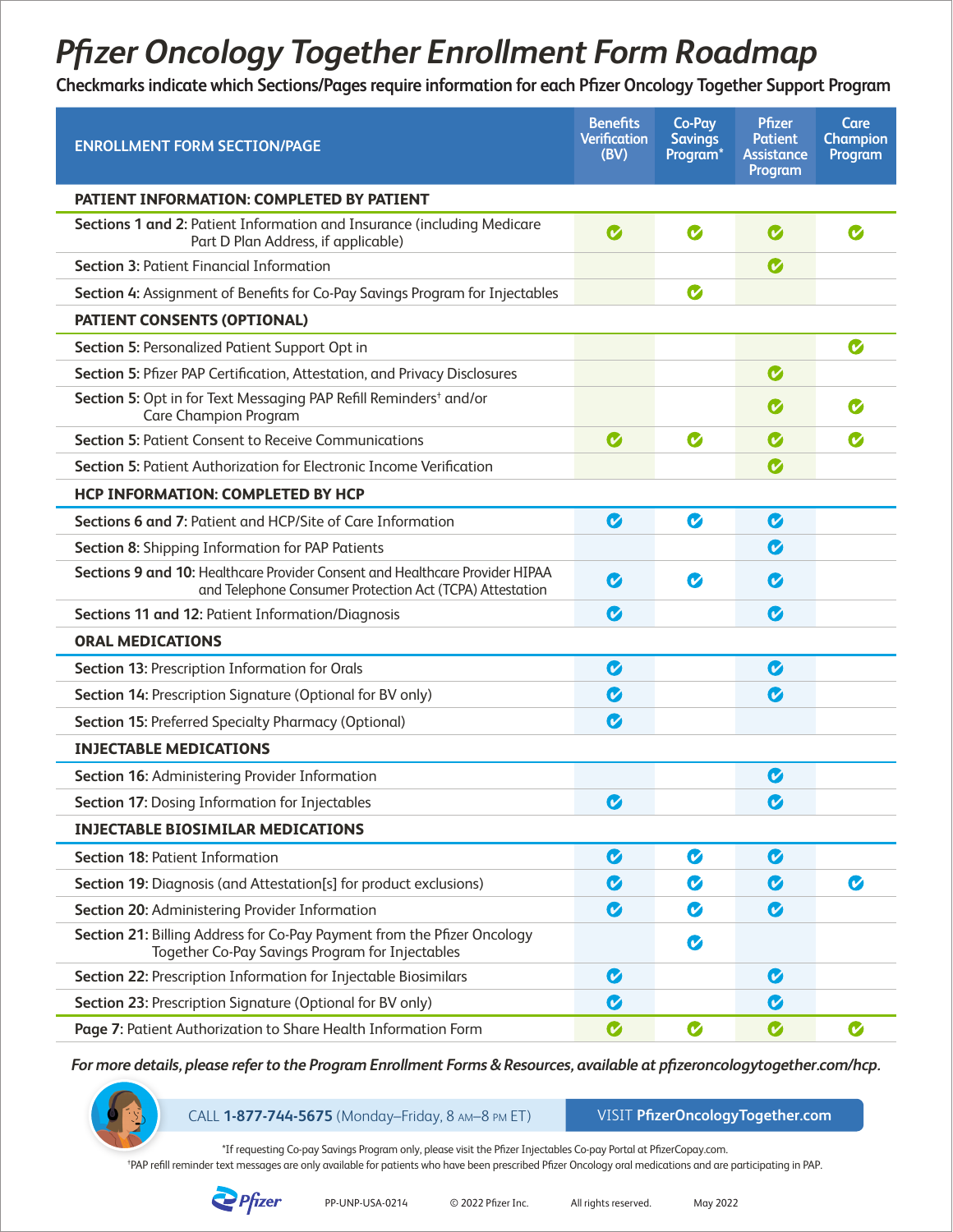# Pfizer Oncology Together Enrollment Form Roadmap

**Checkmarks indicate which Sections/Pages require information for each Pfizer Oncology Together Support Program**

| ENROLLMENT FORM SECTION/PAGE | Benefits Verification (BV) | Co-Pay Savings Program* | Pfizer Patient Assistance Program | Care Champion Program |
|---|---|---|---|---|
| **PATIENT INFORMATION: COMPLETED BY PATIENT** | | | | |
| **Sections 1 and 2:** Patient Information and Insurance (including Medicare Part D Plan Address, if applicable) | ✓ | ✓ | ✓ | ✓ |
| **Section 3:** Patient Financial Information | | | ✓ | |
| **Section 4:** Assignment of Benefits for Co-Pay Savings Program for Injectables | | ✓ | | |
| **PATIENT CONSENTS (OPTIONAL)** | | | | |
| **Section 5:** Personalized Patient Support Opt in | | | | ✓ |
| **Section 5:** Pfizer PAP Certification, Attestation, and Privacy Disclosures | | | ✓ | |
| **Section 5:** Opt in for Text Messaging PAP Refill Reminders† and/or Care Champion Program | | | ✓ | ✓ |
| **Section 5:** Patient Consent to Receive Communications | ✓ | ✓ | ✓ | ✓ |
| **Section 5:** Patient Authorization for Electronic Income Verification | | | ✓ | |
| **HCP INFORMATION: COMPLETED BY HCP** | | | | |
| **Sections 6 and 7:** Patient and HCP/Site of Care Information | ✓ | ✓ | ✓ | |
| **Section 8:** Shipping Information for PAP Patients | | | ✓ | |
| **Sections 9 and 10:** Healthcare Provider Consent and Healthcare Provider HIPAA and Telephone Consumer Protection Act (TCPA) Attestation | ✓ | ✓ | ✓ | |
| **Sections 11 and 12:** Patient Information/Diagnosis | ✓ | | ✓ | |
| **ORAL MEDICATIONS** | | | | |
| **Section 13:** Prescription Information for Orals | ✓ | | ✓ | |
| **Section 14:** Prescription Signature (Optional for BV only) | ✓ | | ✓ | |
| **Section 15:** Preferred Specialty Pharmacy (Optional) | ✓ | | | |
| **INJECTABLE MEDICATIONS** | | | | |
| **Section 16:** Administering Provider Information | | | ✓ | |
| **Section 17:** Dosing Information for Injectables | ✓ | | ✓ | |
| **INJECTABLE BIOSIMILAR MEDICATIONS** | | | | |
| **Section 18:** Patient Information | ✓ | ✓ | ✓ | |
| **Section 19:** Diagnosis (and Attestation[s] for product exclusions) | ✓ | ✓ | ✓ | ✓ |
| **Section 20:** Administering Provider Information | ✓ | ✓ | ✓ | |
| **Section 21:** Billing Address for Co-Pay Payment from the Pfizer Oncology Together Co-Pay Savings Program for Injectables | | ✓ | | |
| **Section 22:** Prescription Information for Injectable Biosimilars | ✓ | | ✓ | |
| **Section 23:** Prescription Signature (Optional for BV only) | ✓ | | ✓ | |
| **Page 7:** Patient Authorization to Share Health Information Form | ✓ | ✓ | ✓ | ✓ |

***For more details, please refer to the Program Enrollment Forms & Resources, available at pfizeroncologytogether.com/hcp.***

CALL **1-877-744-5675** (Monday–Friday, 8 AM–8 PM ET) | VISIT **PfizerOncologyTogether.com**

*If requesting Co-pay Savings Program only, please visit the Pfizer Injectables Co-pay Portal at PfizerCopay.com.
†PAP refill reminder text messages are only available for patients who have been prescribed Pfizer Oncology oral medications and are participating in PAP.

Pfizer PP-UNP-USA-0214 © 2022 Pfizer Inc. All rights reserved. May 2022